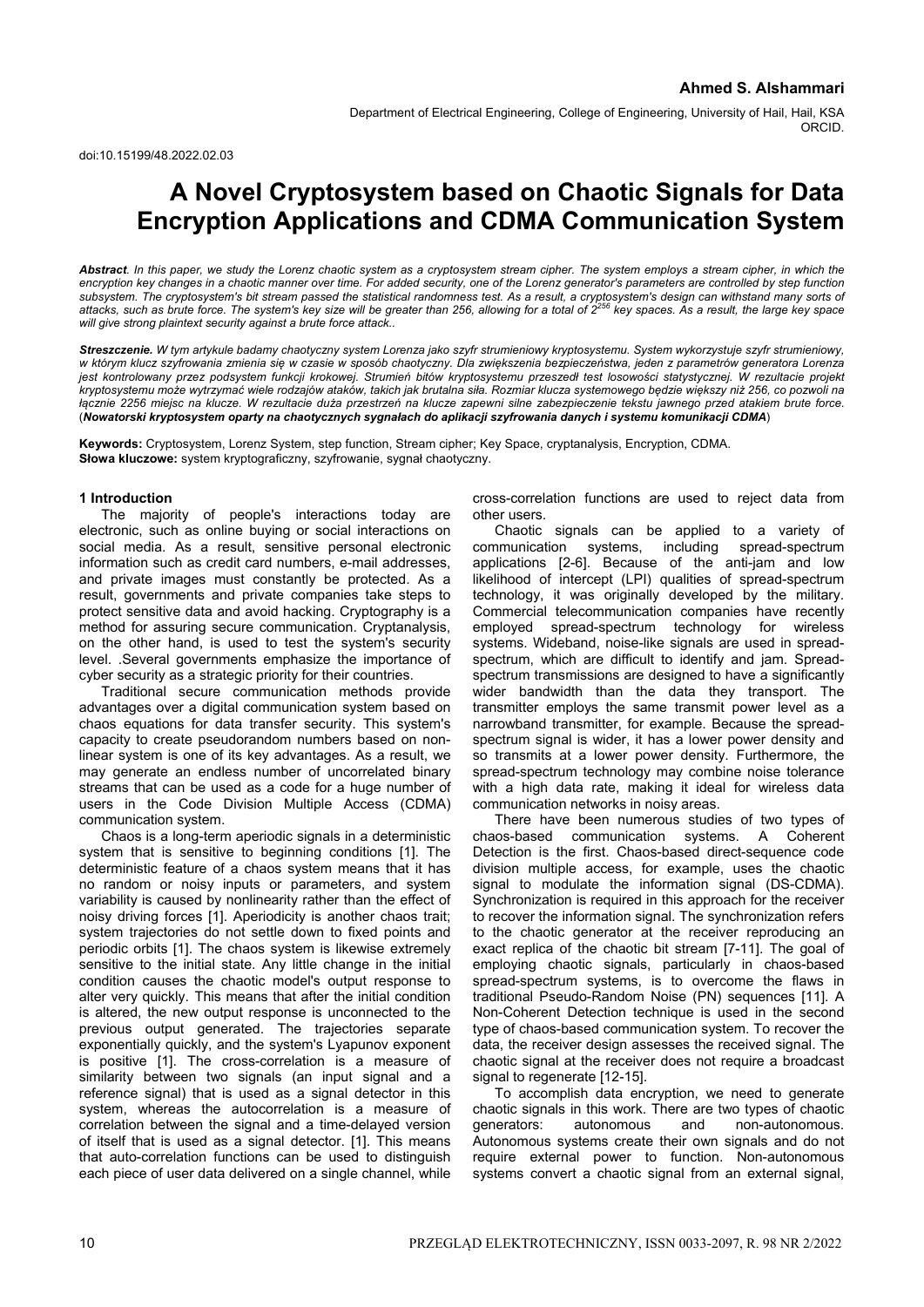**Ahmed S. Alshammari**

Department of Electrical Engineering, College of Engineering, University of Hail, Hail, KSA
ORCID.

doi:10.15199/48.2022.02.03

# A Novel Cryptosystem based on Chaotic Signals for Data Encryption Applications and CDMA Communication System

***Abstract**. In this paper, we study the Lorenz chaotic system as a cryptosystem stream cipher. The system employs a stream cipher, in which the encryption key changes in a chaotic manner over time. For added security, one of the Lorenz generator's parameters are controlled by step function subsystem. The cryptosystem's bit stream passed the statistical randomness test. As a result, a cryptosystem's design can withstand many sorts of attacks, such as brute force. The system's key size will be greater than 256, allowing for a total of $2^{256}$ key spaces. As a result, the large key space will give strong plaintext security against a brute force attack..*

***Streszczenie.** W tym artykule badamy chaotyczny system Lorenza jako szyfr strumieniowy kryptosystemu. System wykorzystuje szyfr strumieniowy, w którym klucz szyfrowania zmienia się w czasie w sposób chaotyczny. Dla zwiększenia bezpieczeństwa, jeden z parametrów generatora Lorenza jest kontrolowany przez podsystem funkcji krokowej. Strumień bitów kryptosystemu przeszedł test losowości statystycznej. W rezultacie projekt kryptosystemu może wytrzymać wiele rodzajów ataków, takich jak brutalna siła. Rozmiar klucza systemowego będzie większy niż 256, co pozwoli na łącznie 2256 miejsc na klucze. W rezultacie duża przestrzeń na klucze zapewni silne zabezpieczenie tekstu jawnego przed atakiem brute force.* (***Nowatorski kryptosystem oparty na chaotycznych sygnałach do aplikacji szyfrowania danych i systemu komunikacji CDMA***)

**Keywords:** Cryptosystem, Lorenz System, step function, Stream cipher; Key Space, cryptanalysis, Encryption, CDMA.
**Słowa kluczowe:** system kryptograficzny, szyfrowanie, sygnał chaotyczny.

## 1 Introduction

The majority of people's interactions today are electronic, such as online buying or social interactions on social media. As a result, sensitive personal electronic information such as credit card numbers, e-mail addresses, and private images must constantly be protected. As a result, governments and private companies take steps to protect sensitive data and avoid hacking. Cryptography is a method for assuring secure communication. Cryptanalysis, on the other hand, is used to test the system's security level. .Several governments emphasize the importance of cyber security as a strategic priority for their countries.

Traditional secure communication methods provide advantages over a digital communication system based on chaos equations for data transfer security. This system's capacity to create pseudorandom numbers based on non-linear system is one of its key advantages. As a result, we may generate an endless number of uncorrelated binary streams that can be used as a code for a huge number of users in the Code Division Multiple Access (CDMA) communication system.

Chaos is a long-term aperiodic signals in a deterministic system that is sensitive to beginning conditions [1]. The deterministic feature of a chaos system means that it has no random or noisy inputs or parameters, and system variability is caused by nonlinearity rather than the effect of noisy driving forces [1]. Aperiodicity is another chaos trait; system trajectories do not settle down to fixed points and periodic orbits [1]. The chaos system is likewise extremely sensitive to the initial state. Any little change in the initial condition causes the chaotic model's output response to alter very quickly. This means that after the initial condition is altered, the new output response is unconnected to the previous output generated. The trajectories separate exponentially quickly, and the system's Lyapunov exponent is positive [1]. The cross-correlation is a measure of similarity between two signals (an input signal and a reference signal) that is used as a signal detector in this system, whereas the autocorrelation is a measure of correlation between the signal and a time-delayed version of itself that is used as a signal detector. [1]. This means that auto-correlation functions can be used to distinguish each piece of user data delivered on a single channel, while cross-correlation functions are used to reject data from other users.

Chaotic signals can be applied to a variety of communication systems, including spread-spectrum applications [2-6]. Because of the anti-jam and low likelihood of intercept (LPI) qualities of spread-spectrum technology, it was originally developed by the military. Commercial telecommunication companies have recently employed spread-spectrum technology for wireless systems. Wideband, noise-like signals are used in spread-spectrum, which are difficult to identify and jam. Spread-spectrum transmissions are designed to have a significantly wider bandwidth than the data they transport. The transmitter employs the same transmit power level as a narrowband transmitter, for example. Because the spread-spectrum signal is wider, it has a lower power density and so transmits at a lower power density. Furthermore, the spread-spectrum technology may combine noise tolerance with a high data rate, making it ideal for wireless data communication networks in noisy areas.

There have been numerous studies of two types of chaos-based communication systems. A Coherent Detection is the first. Chaos-based direct-sequence code division multiple access, for example, uses the chaotic signal to modulate the information signal (DS-CDMA). Synchronization is required in this approach for the receiver to recover the information signal. The synchronization refers to the chaotic generator at the receiver reproducing an exact replica of the chaotic bit stream [7-11]. The goal of employing chaotic signals, particularly in chaos-based spread-spectrum systems, is to overcome the flaws in traditional Pseudo-Random Noise (PN) sequences [11]. A Non-Coherent Detection technique is used in the second type of chaos-based communication system. To recover the data, the receiver design assesses the received signal. The chaotic signal at the receiver does not require a broadcast signal to regenerate [12-15].

To accomplish data encryption, we need to generate chaotic signals in this work. There are two types of chaotic generators: autonomous and non-autonomous. Autonomous systems create their own signals and do not require external power to function. Non-autonomous systems convert a chaotic signal from an external signal,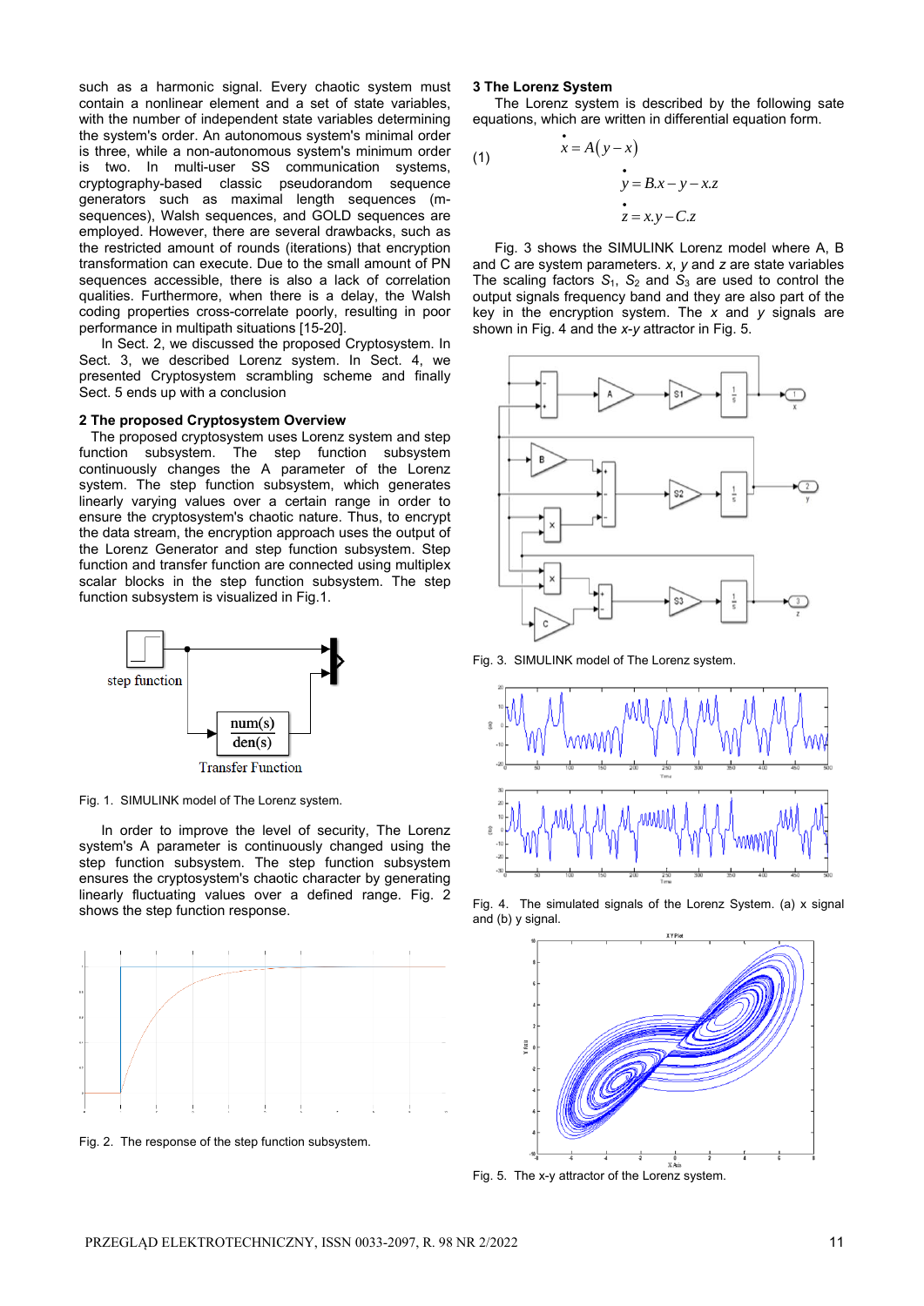such as a harmonic signal. Every chaotic system must contain a nonlinear element and a set of state variables, with the number of independent state variables determining the system's order. An autonomous system's minimal order is three, while a non-autonomous system's minimum order is two. In multi-user SS communication systems, cryptography-based classic pseudorandom sequence generators such as maximal length sequences (m-sequences), Walsh sequences, and GOLD sequences are employed. However, there are several drawbacks, such as the restricted amount of rounds (iterations) that encryption transformation can execute. Due to the small amount of PN sequences accessible, there is also a lack of correlation qualities. Furthermore, when there is a delay, the Walsh coding properties cross-correlate poorly, resulting in poor performance in multipath situations [15-20].

In Sect. 2, we discussed the proposed Cryptosystem. In Sect. 3, we described Lorenz system. In Sect. 4, we presented Cryptosystem scrambling scheme and finally Sect. 5 ends up with a conclusion

## 2 The proposed Cryptosystem Overview

The proposed cryptosystem uses Lorenz system and step function subsystem. The step function subsystem continuously changes the A parameter of the Lorenz system. The step function subsystem, which generates linearly varying values over a certain range in order to ensure the cryptosystem's chaotic nature. Thus, to encrypt the data stream, the encryption approach uses the output of the Lorenz Generator and step function subsystem. Step function and transfer function are connected using multiplex scalar blocks in the step function subsystem. The step function subsystem is visualized in Fig.1.

Fig. 1. SIMULINK model of The Lorenz system.

In order to improve the level of security, The Lorenz system's A parameter is continuously changed using the step function subsystem. The step function subsystem ensures the cryptosystem's chaotic character by generating linearly fluctuating values over a defined range. Fig. 2 shows the step function response.

Fig. 2. The response of the step function subsystem.

## 3 The Lorenz System

The Lorenz system is described by the following sate equations, which are written in differential equation form.

$$\dot{x} = A(y - x) \tag{1}$$

$$\dot{y} = B.x - y - x.z$$

$$\dot{z} = x.y - C.z$$

Fig. 3 shows the SIMULINK Lorenz model where A, B and C are system parameters. $x$, $y$ and $z$ are state variables The scaling factors $S_1$, $S_2$ and $S_3$ are used to control the output signals frequency band and they are also part of the key in the encryption system. The $x$ and $y$ signals are shown in Fig. 4 and the $x$-$y$ attractor in Fig. 5.

Fig. 3. SIMULINK model of The Lorenz system.

Fig. 4. The simulated signals of the Lorenz System. (a) x signal and (b) y signal.

Fig. 5. The x-y attractor of the Lorenz system.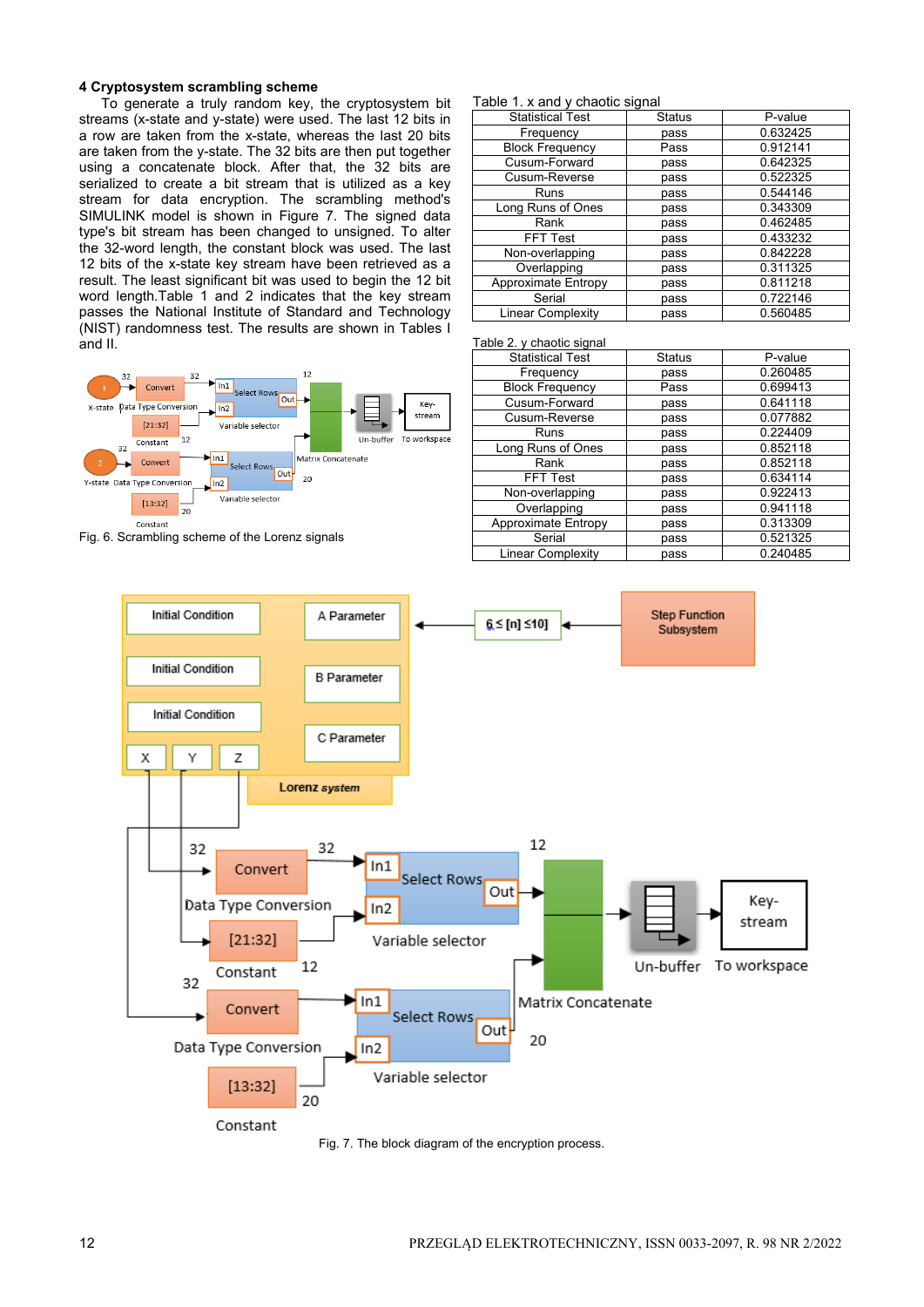### 4 Cryptosystem scrambling scheme

To generate a truly random key, the cryptosystem bit streams (x-state and y-state) were used. The last 12 bits in a row are taken from the x-state, whereas the last 20 bits are taken from the y-state. The 32 bits are then put together using a concatenate block. After that, the 32 bits are serialized to create a bit stream that is utilized as a key stream for data encryption. The scrambling method's SIMULINK model is shown in Figure 7. The signed data type's bit stream has been changed to unsigned. To alter the 32-word length, the constant block was used. The last 12 bits of the x-state key stream have been retrieved as a result. The least significant bit was used to begin the 12 bit word length.Table 1 and 2 indicates that the key stream passes the National Institute of Standard and Technology (NIST) randomness test. The results are shown in Tables I and II.

Fig. 6. Scrambling scheme of the Lorenz signals

Table 1. x and y chaotic signal

| Statistical Test | Status | P-value |
|---|---|---|
| Frequency | pass | 0.632425 |
| Block Frequency | Pass | 0.912141 |
| Cusum-Forward | pass | 0.642325 |
| Cusum-Reverse | pass | 0.522325 |
| Runs | pass | 0.544146 |
| Long Runs of Ones | pass | 0.343309 |
| Rank | pass | 0.462485 |
| FFT Test | pass | 0.433232 |
| Non-overlapping | pass | 0.842228 |
| Overlapping | pass | 0.311325 |
| Approximate Entropy | pass | 0.811218 |
| Serial | pass | 0.722146 |
| Linear Complexity | pass | 0.560485 |

Table 2. y chaotic signal

| Statistical Test | Status | P-value |
|---|---|---|
| Frequency | pass | 0.260485 |
| Block Frequency | Pass | 0.699413 |
| Cusum-Forward | pass | 0.641118 |
| Cusum-Reverse | pass | 0.077882 |
| Runs | pass | 0.224409 |
| Long Runs of Ones | pass | 0.852118 |
| Rank | pass | 0.852118 |
| FFT Test | pass | 0.634114 |
| Non-overlapping | pass | 0.922413 |
| Overlapping | pass | 0.941118 |
| Approximate Entropy | pass | 0.313309 |
| Serial | pass | 0.521325 |
| Linear Complexity | pass | 0.240485 |

Fig. 7. The block diagram of the encryption process.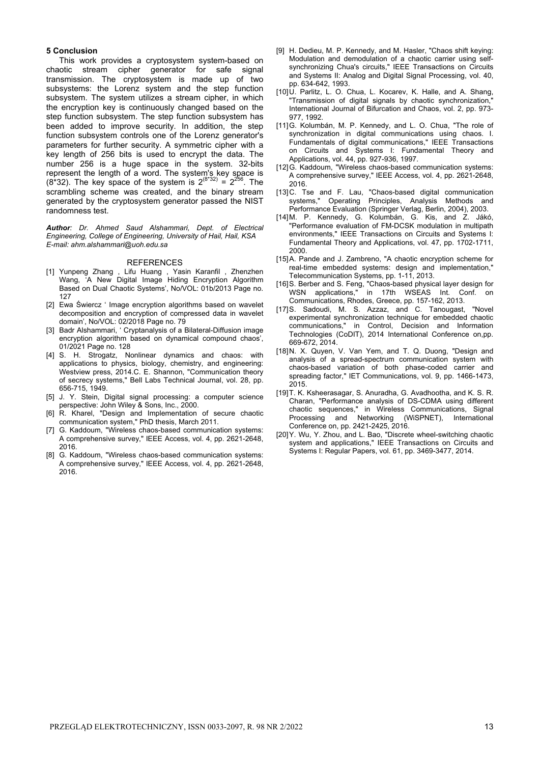## 5 Conclusion

This work provides a cryptosystem system-based on chaotic stream cipher generator for safe signal transmission. The cryptosystem is made up of two subsystems: the Lorenz system and the step function subsystem. The system utilizes a stream cipher, in which the encryption key is continuously changed based on the step function subsystem. The step function subsystem has been added to improve security. In addition, the step function subsystem controls one of the Lorenz generator's parameters for further security. A symmetric cipher with a key length of 256 bits is used to encrypt the data. The number 256 is a huge space in the system. 32-bits represent the length of a word. The system's key space is (8*32). The key space of the system is $2^{(8*32)} = 2^{256}$. The scrambling scheme was created, and the binary stream generated by the cryptosystem generator passed the NIST randomness test.

***Author**: Dr. Ahmed Saud Alshammari, Dept. of Electrical Engineering, College of Engineering, University of Hail, Hail, KSA E-mail: ahm.alshammari@uoh.edu.sa*

### REFERENCES

[1] Yunpeng Zhang , Lifu Huang , Yasin Karanfil , Zhenzhen Wang, 'A New Digital Image Hiding Encryption Algorithm Based on Dual Chaotic Systems', No/VOL: 01b/2013 Page no. 127

[2] Ewa Świercz ' Image encryption algorithms based on wavelet decomposition and encryption of compressed data in wavelet domain', No/VOL: 02/2018 Page no. 79

[3] Badr Alshammari, ' Cryptanalysis of a Bilateral-Diffusion image encryption algorithm based on dynamical compound chaos', 01/2021 Page no. 128

[4] S. H. Strogatz, Nonlinear dynamics and chaos: with applications to physics, biology, chemistry, and engineering: Westview press, 2014.C. E. Shannon, "Communication theory of secrecy systems," Bell Labs Technical Journal, vol. 28, pp. 656-715, 1949.

[5] J. Y. Stein, Digital signal processing: a computer science perspective: John Wiley & Sons, Inc., 2000.

[6] R. Kharel, "Design and Implementation of secure chaotic communication system," PhD thesis, March 2011.

[7] G. Kaddoum, "Wireless chaos-based communication systems: A comprehensive survey," IEEE Access, vol. 4, pp. 2621-2648, 2016.

[8] G. Kaddoum, "Wireless chaos-based communication systems: A comprehensive survey," IEEE Access, vol. 4, pp. 2621-2648, 2016.

[9] H. Dedieu, M. P. Kennedy, and M. Hasler, "Chaos shift keying: Modulation and demodulation of a chaotic carrier using self-synchronizing Chua's circuits," IEEE Transactions on Circuits and Systems II: Analog and Digital Signal Processing, vol. 40, pp. 634-642, 1993.

[10] U. Parlitz, L. O. Chua, L. Kocarev, K. Halle, and A. Shang, "Transmission of digital signals by chaotic synchronization," International Journal of Bifurcation and Chaos, vol. 2, pp. 973-977, 1992.

[11] G. Kolumbán, M. P. Kennedy, and L. O. Chua, "The role of synchronization in digital communications using chaos. I. Fundamentals of digital communications," IEEE Transactions on Circuits and Systems I: Fundamental Theory and Applications, vol. 44, pp. 927-936, 1997.

[12] G. Kaddoum, "Wireless chaos-based communication systems: A comprehensive survey," IEEE Access, vol. 4, pp. 2621-2648, 2016.

[13] C. Tse and F. Lau, "Chaos-based digital communication systems," Operating Principles, Analysis Methods and Performance Evaluation (Springer Verlag, Berlin, 2004), 2003.

[14] M. P. Kennedy, G. Kolumbán, G. Kis, and Z. Jákó, "Performance evaluation of FM-DCSK modulation in multipath environments," IEEE Transactions on Circuits and Systems I: Fundamental Theory and Applications, vol. 47, pp. 1702-1711, 2000.

[15] A. Pande and J. Zambreno, "A chaotic encryption scheme for real-time embedded systems: design and implementation," Telecommunication Systems, pp. 1-11, 2013.

[16] S. Berber and S. Feng, "Chaos-based physical layer design for WSN applications," in 17th WSEAS Int. Conf. on Communications, Rhodes, Greece, pp. 157-162, 2013.

[17] S. Sadoudi, M. S. Azzaz, and C. Tanougast, "Novel experimental synchronization technique for embedded chaotic communications," in Control, Decision and Information Technologies (CoDIT), 2014 International Conference on,pp. 669-672, 2014.

[18] N. X. Quyen, V. Van Yem, and T. Q. Duong, "Design and analysis of a spread-spectrum communication system with chaos-based variation of both phase-coded carrier and spreading factor," IET Communications, vol. 9, pp. 1466-1473, 2015.

[19] T. K. Ksheerasagar, S. Anuradha, G. Avadhootha, and K. S. R. Charan, "Performance analysis of DS-CDMA using different chaotic sequences," in Wireless Communications, Signal Processing and Networking (WiSPNET), International Conference on, pp. 2421-2425, 2016.

[20] Y. Wu, Y. Zhou, and L. Bao, "Discrete wheel-switching chaotic system and applications," IEEE Transactions on Circuits and Systems I: Regular Papers, vol. 61, pp. 3469-3477, 2014.